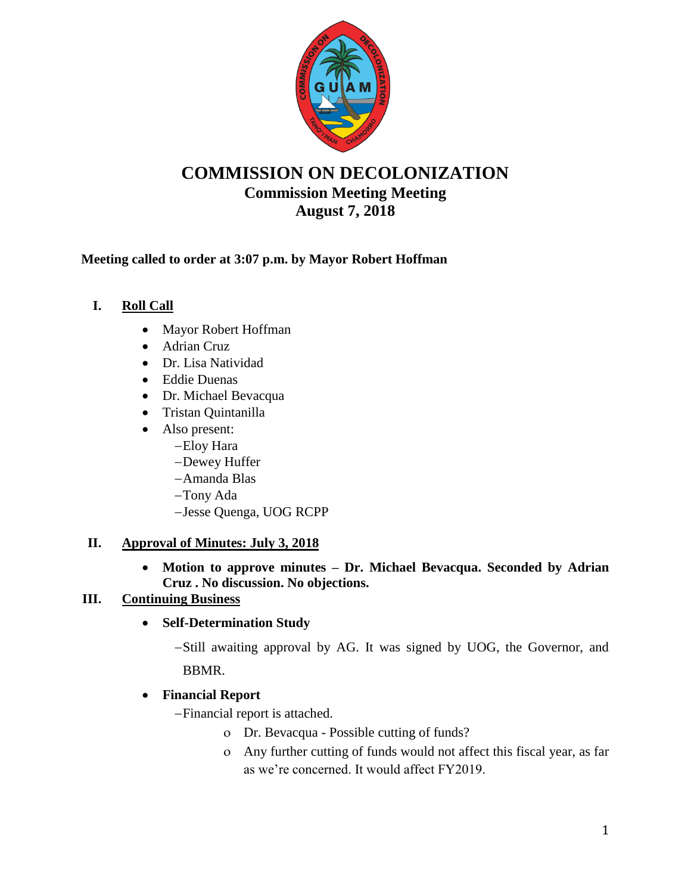# COMMISSION ON DECOLONIZATION

## Commission Meeting Meeting

## August 7, 2018

**Meeting called to order at 3:07 p.m. by Mayor Robert Hoffman**

## I. Roll Call

- Mayor Robert Hoffman
- Adrian Cruz
- Dr. Lisa Natividad
- Eddie Duenas
- Dr. Michael Bevacqua
- Tristan Quintanilla
- Also present:
  - Eloy Hara
  - Dewey Huffer
  - Amanda Blas
  - Tony Ada
  - Jesse Quenga, UOG RCPP

## II. Approval of Minutes: July 3, 2018

- **Motion to approve minutes – Dr. Michael Bevacqua. Seconded by Adrian Cruz . No discussion. No objections.**

## III. Continuing Business

- **Self-Determination Study**
  - Still awaiting approval by AG. It was signed by UOG, the Governor, and BBMR.
- **Financial Report**
  - Financial report is attached.
    - Dr. Bevacqua - Possible cutting of funds?
    - Any further cutting of funds would not affect this fiscal year, as far as we're concerned. It would affect FY2019.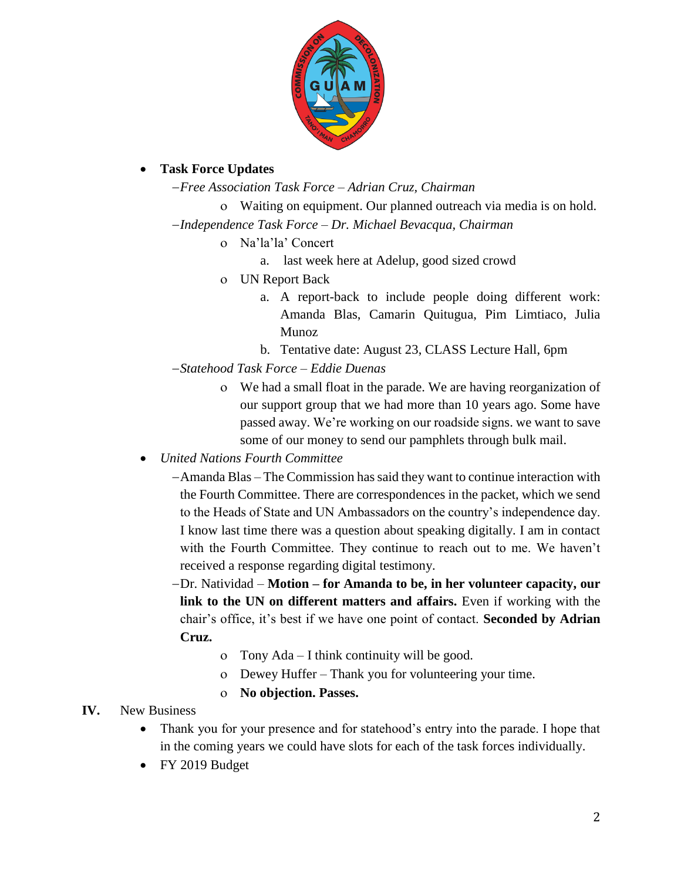- **Task Force Updates**
  - –*Free Association Task Force – Adrian Cruz, Chairman*
    - o Waiting on equipment. Our planned outreach via media is on hold.
  - –*Independence Task Force – Dr. Michael Bevacqua, Chairman*
    - o Na'la'la' Concert
      - a. last week here at Adelup, good sized crowd
    - o UN Report Back
      - a. A report-back to include people doing different work: Amanda Blas, Camarin Quitugua, Pim Limtiaco, Julia Munoz
      - b. Tentative date: August 23, CLASS Lecture Hall, 6pm
  - –*Statehood Task Force – Eddie Duenas*
    - o We had a small float in the parade. We are having reorganization of our support group that we had more than 10 years ago. Some have passed away. We're working on our roadside signs. we want to save some of our money to send our pamphlets through bulk mail.
- *United Nations Fourth Committee*
  - –Amanda Blas – The Commission has said they want to continue interaction with the Fourth Committee. There are correspondences in the packet, which we send to the Heads of State and UN Ambassadors on the country's independence day. I know last time there was a question about speaking digitally. I am in contact with the Fourth Committee. They continue to reach out to me. We haven't received a response regarding digital testimony.
  - –Dr. Natividad – **Motion – for Amanda to be, in her volunteer capacity, our link to the UN on different matters and affairs.** Even if working with the chair's office, it's best if we have one point of contact. **Seconded by Adrian Cruz.**
    - o Tony Ada – I think continuity will be good.
    - o Dewey Huffer – Thank you for volunteering your time.
    - o **No objection. Passes.**

**IV.** New Business

- Thank you for your presence and for statehood's entry into the parade. I hope that in the coming years we could have slots for each of the task forces individually.
- FY 2019 Budget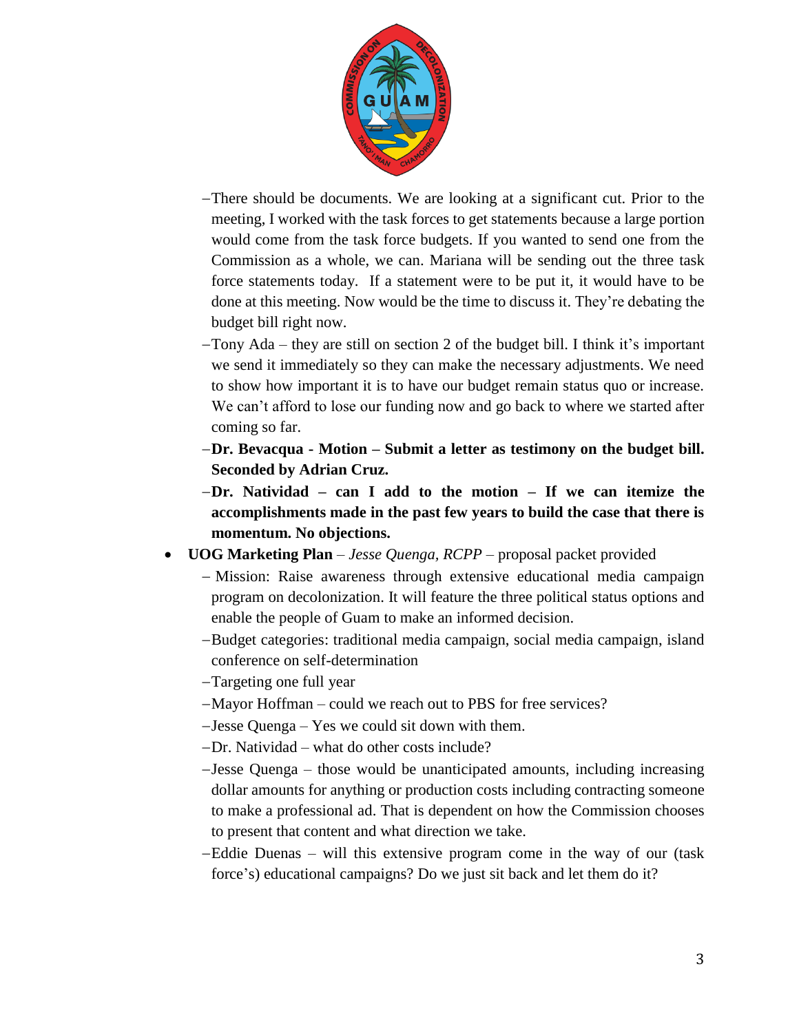- –There should be documents. We are looking at a significant cut. Prior to the meeting, I worked with the task forces to get statements because a large portion would come from the task force budgets. If you wanted to send one from the Commission as a whole, we can. Mariana will be sending out the three task force statements today. If a statement were to be put it, it would have to be done at this meeting. Now would be the time to discuss it. They're debating the budget bill right now.
- –Tony Ada – they are still on section 2 of the budget bill. I think it's important we send it immediately so they can make the necessary adjustments. We need to show how important it is to have our budget remain status quo or increase. We can't afford to lose our funding now and go back to where we started after coming so far.
- –**Dr. Bevacqua - Motion – Submit a letter as testimony on the budget bill. Seconded by Adrian Cruz.**
- –**Dr. Natividad – can I add to the motion – If we can itemize the accomplishments made in the past few years to build the case that there is momentum. No objections.**

- **UOG Marketing Plan** – *Jesse Quenga, RCPP* – proposal packet provided
  - – Mission: Raise awareness through extensive educational media campaign program on decolonization. It will feature the three political status options and enable the people of Guam to make an informed decision.
  - –Budget categories: traditional media campaign, social media campaign, island conference on self-determination
  - –Targeting one full year
  - –Mayor Hoffman – could we reach out to PBS for free services?
  - –Jesse Quenga – Yes we could sit down with them.
  - –Dr. Natividad – what do other costs include?
  - –Jesse Quenga – those would be unanticipated amounts, including increasing dollar amounts for anything or production costs including contracting someone to make a professional ad. That is dependent on how the Commission chooses to present that content and what direction we take.
  - –Eddie Duenas – will this extensive program come in the way of our (task force's) educational campaigns? Do we just sit back and let them do it?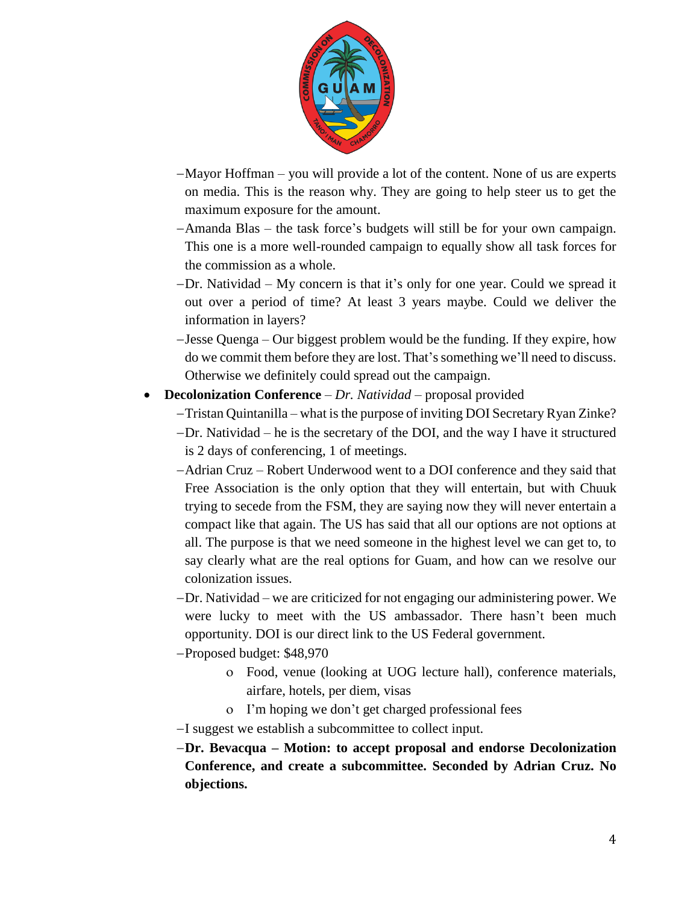- –Mayor Hoffman – you will provide a lot of the content. None of us are experts on media. This is the reason why. They are going to help steer us to get the maximum exposure for the amount.
- –Amanda Blas – the task force's budgets will still be for your own campaign. This one is a more well-rounded campaign to equally show all task forces for the commission as a whole.
- –Dr. Natividad – My concern is that it's only for one year. Could we spread it out over a period of time? At least 3 years maybe. Could we deliver the information in layers?
- –Jesse Quenga – Our biggest problem would be the funding. If they expire, how do we commit them before they are lost. That's something we'll need to discuss. Otherwise we definitely could spread out the campaign.

- **Decolonization Conference** – *Dr. Natividad* – proposal provided
  - –Tristan Quintanilla – what is the purpose of inviting DOI Secretary Ryan Zinke?
  - –Dr. Natividad – he is the secretary of the DOI, and the way I have it structured is 2 days of conferencing, 1 of meetings.
  - –Adrian Cruz – Robert Underwood went to a DOI conference and they said that Free Association is the only option that they will entertain, but with Chuuk trying to secede from the FSM, they are saying now they will never entertain a compact like that again. The US has said that all our options are not options at all. The purpose is that we need someone in the highest level we can get to, to say clearly what are the real options for Guam, and how can we resolve our colonization issues.
  - –Dr. Natividad – we are criticized for not engaging our administering power. We were lucky to meet with the US ambassador. There hasn't been much opportunity. DOI is our direct link to the US Federal government.
  - –Proposed budget: $48,970
    - o Food, venue (looking at UOG lecture hall), conference materials, airfare, hotels, per diem, visas
    - o I'm hoping we don't get charged professional fees
  - –I suggest we establish a subcommittee to collect input.
  - –**Dr. Bevacqua – Motion: to accept proposal and endorse Decolonization Conference, and create a subcommittee. Seconded by Adrian Cruz. No objections.**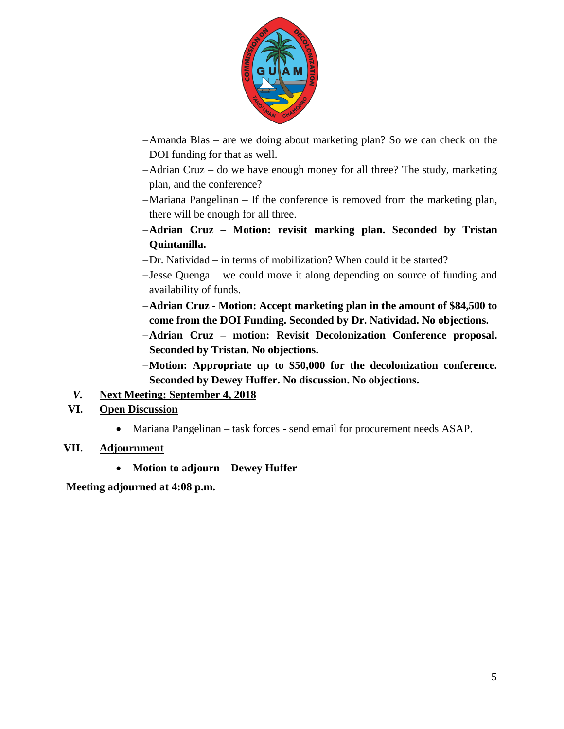- –Amanda Blas – are we doing about marketing plan? So we can check on the DOI funding for that as well.
- –Adrian Cruz – do we have enough money for all three? The study, marketing plan, and the conference?
- –Mariana Pangelinan – If the conference is removed from the marketing plan, there will be enough for all three.
- –**Adrian Cruz – Motion: revisit marking plan. Seconded by Tristan Quintanilla.**
- –Dr. Natividad – in terms of mobilization? When could it be started?
- –Jesse Quenga – we could move it along depending on source of funding and availability of funds.
- –**Adrian Cruz - Motion: Accept marketing plan in the amount of $84,500 to come from the DOI Funding. Seconded by Dr. Natividad. No objections.**
- –**Adrian Cruz – motion: Revisit Decolonization Conference proposal. Seconded by Tristan. No objections.**
- –**Motion: Appropriate up to $50,000 for the decolonization conference. Seconded by Dewey Huffer. No discussion. No objections.**

## *V.* <u>Next Meeting: September 4, 2018</u>

## VI. <u>Open Discussion</u>

- Mariana Pangelinan – task forces - send email for procurement needs ASAP.

## VII. <u>Adjournment</u>

- **Motion to adjourn – Dewey Huffer**

**Meeting adjourned at 4:08 p.m.**